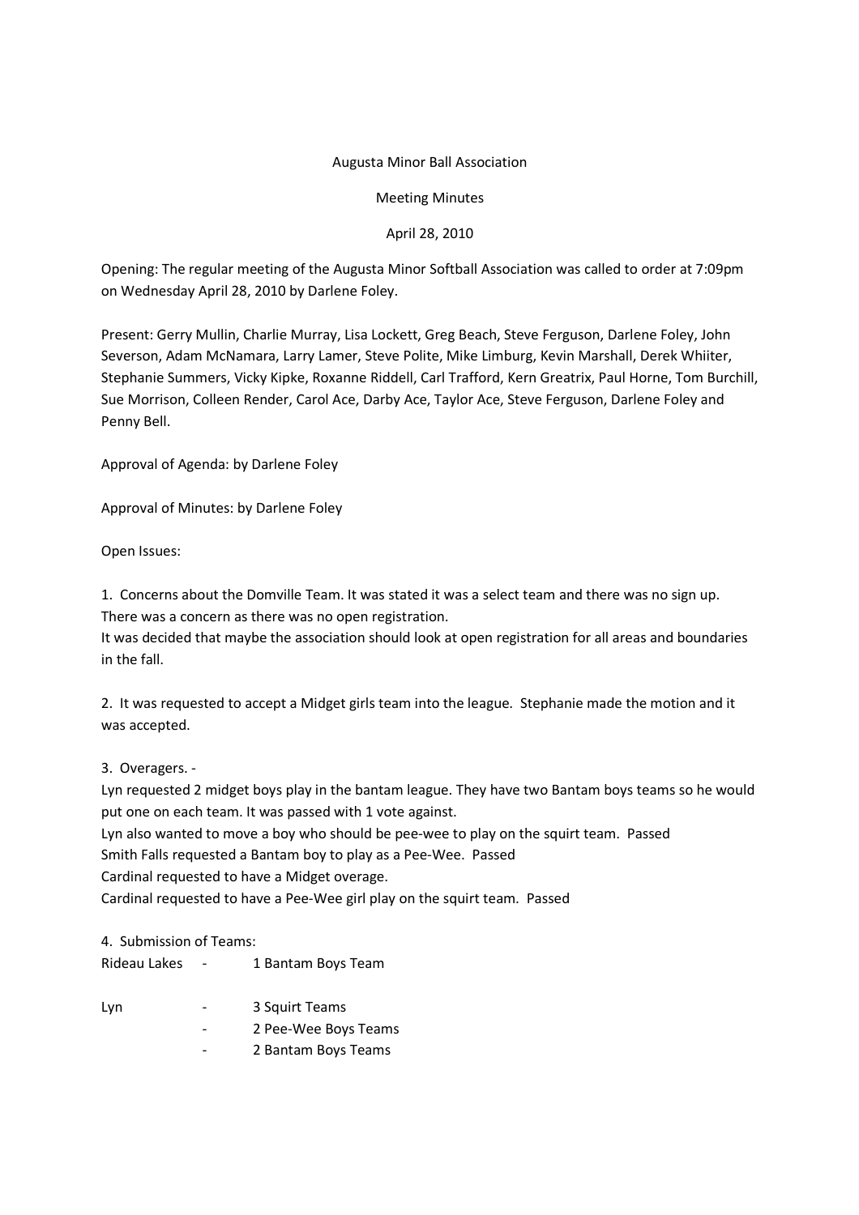# Augusta Minor Ball Association

## Meeting Minutes

### April 28, 2010

Opening: The regular meeting of the Augusta Minor Softball Association was called to order at 7:09pm on Wednesday April 28, 2010 by Darlene Foley.

Present: Gerry Mullin, Charlie Murray, Lisa Lockett, Greg Beach, Steve Ferguson, Darlene Foley, John Severson, Adam McNamara, Larry Lamer, Steve Polite, Mike Limburg, Kevin Marshall, Derek Whiiter, Stephanie Summers, Vicky Kipke, Roxanne Riddell, Carl Trafford, Kern Greatrix, Paul Horne, Tom Burchill, Sue Morrison, Colleen Render, Carol Ace, Darby Ace, Taylor Ace, Steve Ferguson, Darlene Foley and Penny Bell.

Approval of Agenda: by Darlene Foley

Approval of Minutes: by Darlene Foley

Open Issues:

1. Concerns about the Domville Team. It was stated it was a select team and there was no sign up. There was a concern as there was no open registration.
It was decided that maybe the association should look at open registration for all areas and boundaries in the fall.

2. It was requested to accept a Midget girls team into the league. Stephanie made the motion and it was accepted.

3. Overagers. -
Lyn requested 2 midget boys play in the bantam league. They have two Bantam boys teams so he would put one on each team. It was passed with 1 vote against.
Lyn also wanted to move a boy who should be pee-wee to play on the squirt team. Passed
Smith Falls requested a Bantam boy to play as a Pee-Wee. Passed
Cardinal requested to have a Midget overage.
Cardinal requested to have a Pee-Wee girl play on the squirt team. Passed

4. Submission of Teams:

Rideau Lakes - 1 Bantam Boys Team

Lyn
- 3 Squirt Teams
- 2 Pee-Wee Boys Teams
- 2 Bantam Boys Teams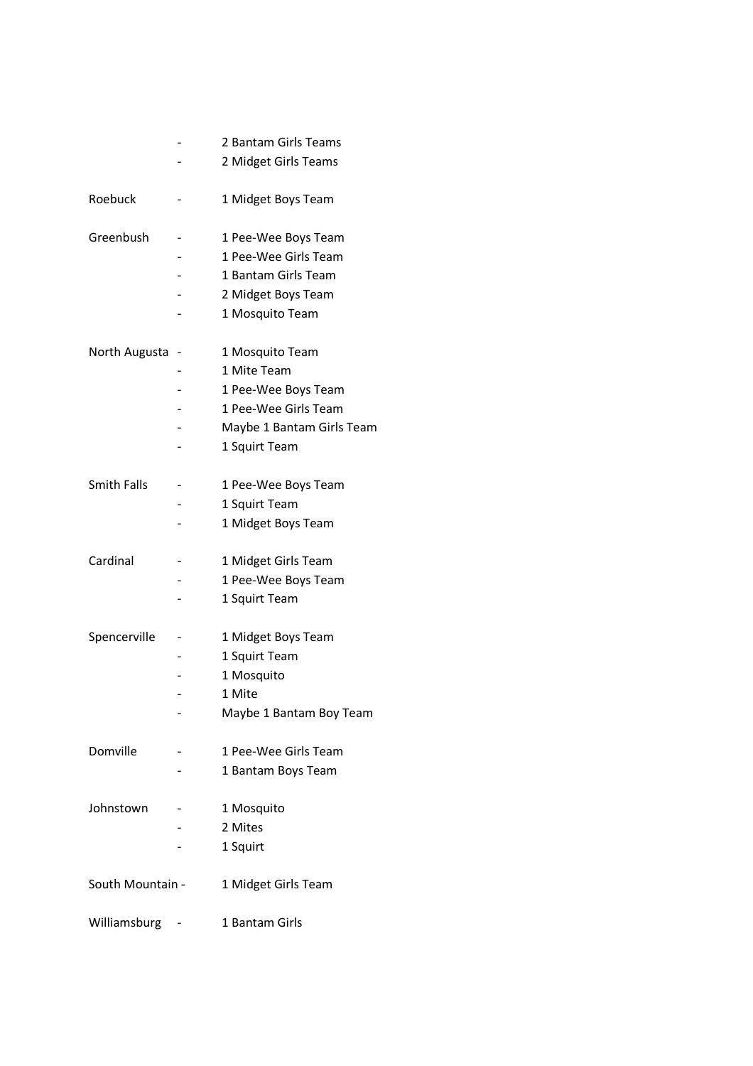- 2 Bantam Girls Teams
- 2 Midget Girls Teams

Roebuck - 1 Midget Boys Team

Greenbush - 1 Pee-Wee Boys Team
- 1 Pee-Wee Girls Team
- 1 Bantam Girls Team
- 2 Midget Boys Team
- 1 Mosquito Team

North Augusta - 1 Mosquito Team
- 1 Mite Team
- 1 Pee-Wee Boys Team
- 1 Pee-Wee Girls Team
- Maybe 1 Bantam Girls Team
- 1 Squirt Team

Smith Falls - 1 Pee-Wee Boys Team
- 1 Squirt Team
- 1 Midget Boys Team

Cardinal - 1 Midget Girls Team
- 1 Pee-Wee Boys Team
- 1 Squirt Team

Spencerville - 1 Midget Boys Team
- 1 Squirt Team
- 1 Mosquito
- 1 Mite
- Maybe 1 Bantam Boy Team

Domville - 1 Pee-Wee Girls Team
- 1 Bantam Boys Team

Johnstown - 1 Mosquito
- 2 Mites
- 1 Squirt

South Mountain - 1 Midget Girls Team

Williamsburg - 1 Bantam Girls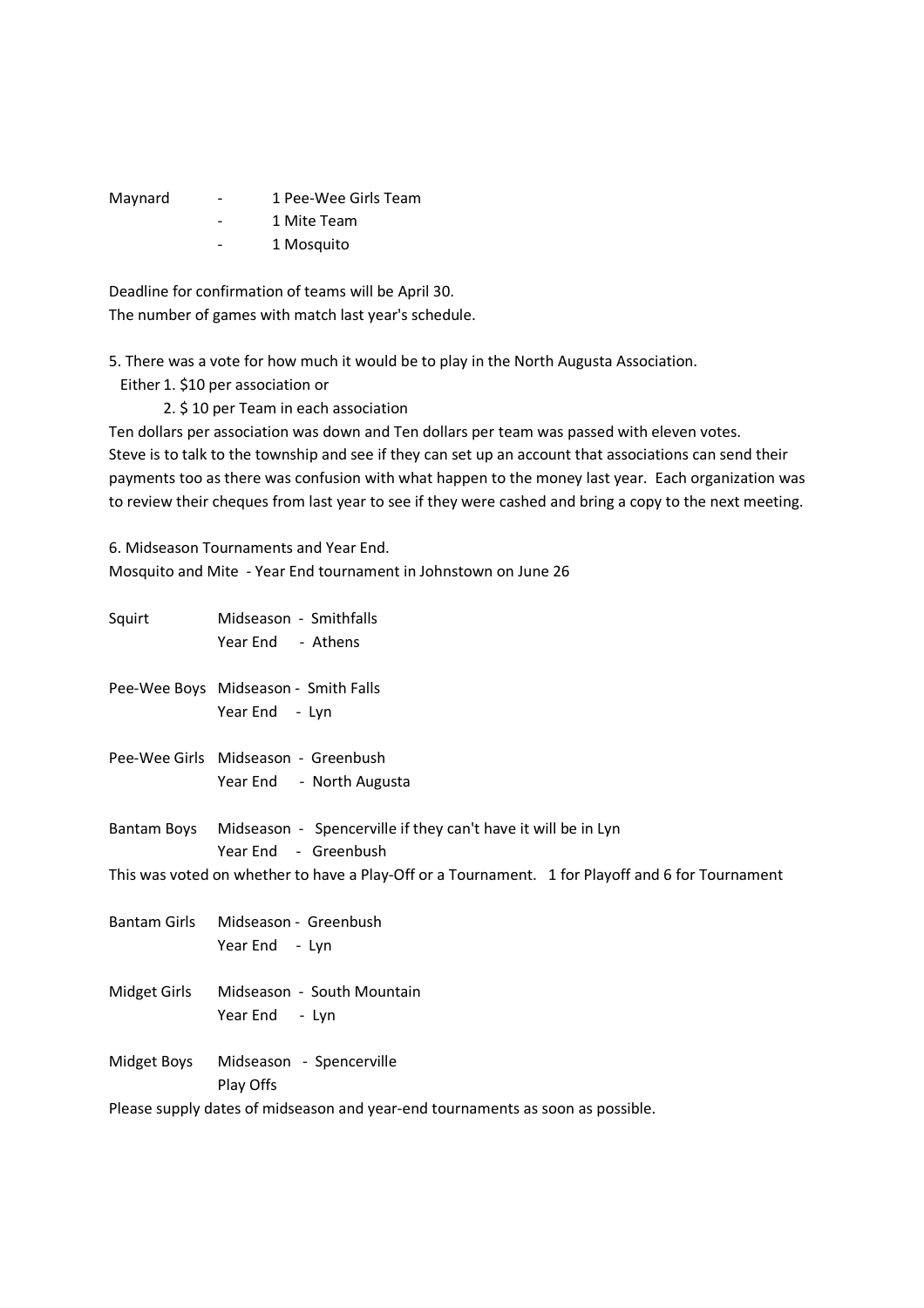Maynard - 1 Pee-Wee Girls Team
- 1 Mite Team
- 1 Mosquito

Deadline for confirmation of teams will be April 30.
The number of games with match last year's schedule.

5. There was a vote for how much it would be to play in the North Augusta Association.
Either 1. $10 per association or
2. $ 10 per Team in each association

Ten dollars per association was down and Ten dollars per team was passed with eleven votes.
Steve is to talk to the township and see if they can set up an account that associations can send their payments too as there was confusion with what happen to the money last year. Each organization was to review their cheques from last year to see if they were cashed and bring a copy to the next meeting.

6. Midseason Tournaments and Year End.
Mosquito and Mite - Year End tournament in Johnstown on June 26

Squirt Midseason - Smithfalls
Year End - Athens

Pee-Wee Boys Midseason - Smith Falls
Year End - Lyn

Pee-Wee Girls Midseason - Greenbush
Year End - North Augusta

Bantam Boys Midseason - Spencerville if they can't have it will be in Lyn
Year End - Greenbush

This was voted on whether to have a Play-Off or a Tournament. 1 for Playoff and 6 for Tournament

Bantam Girls Midseason - Greenbush
Year End - Lyn

Midget Girls Midseason - South Mountain
Year End - Lyn

Midget Boys Midseason - Spencerville
Play Offs

Please supply dates of midseason and year-end tournaments as soon as possible.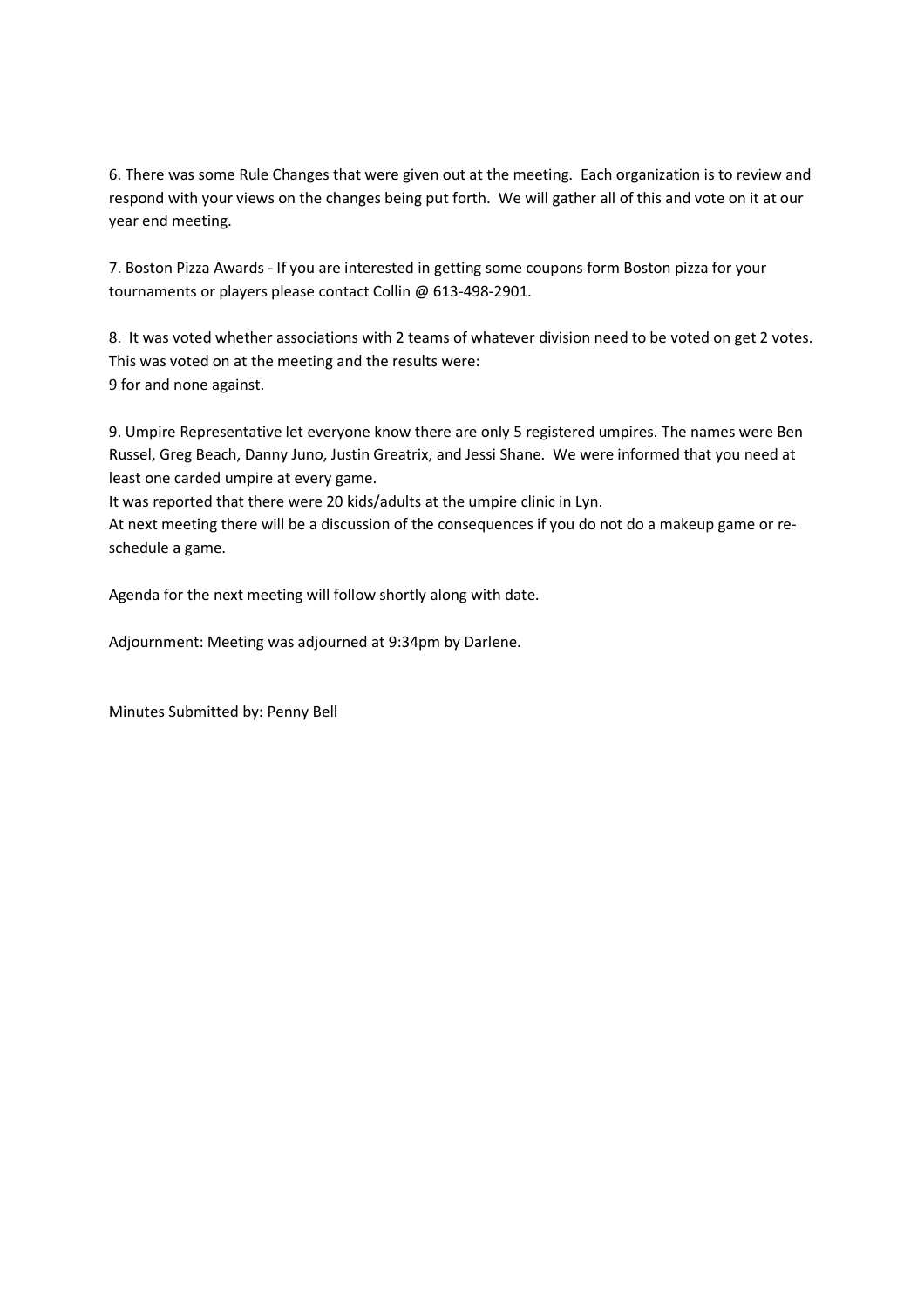6. There was some Rule Changes that were given out at the meeting. Each organization is to review and respond with your views on the changes being put forth. We will gather all of this and vote on it at our year end meeting.

7. Boston Pizza Awards - If you are interested in getting some coupons form Boston pizza for your tournaments or players please contact Collin @ 613-498-2901.

8. It was voted whether associations with 2 teams of whatever division need to be voted on get 2 votes. This was voted on at the meeting and the results were:
9 for and none against.

9. Umpire Representative let everyone know there are only 5 registered umpires. The names were Ben Russel, Greg Beach, Danny Juno, Justin Greatrix, and Jessi Shane. We were informed that you need at least one carded umpire at every game.
It was reported that there were 20 kids/adults at the umpire clinic in Lyn.
At next meeting there will be a discussion of the consequences if you do not do a makeup game or re-schedule a game.

Agenda for the next meeting will follow shortly along with date.

Adjournment: Meeting was adjourned at 9:34pm by Darlene.

Minutes Submitted by: Penny Bell